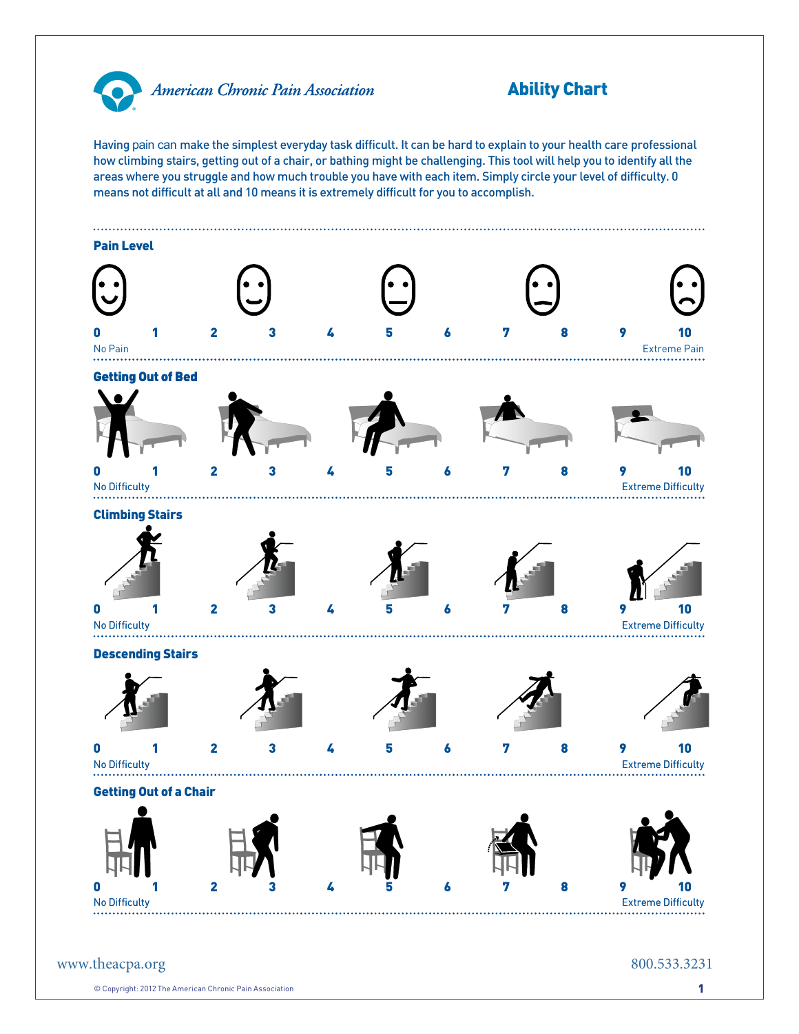American Chronic Pain Association

# Ability Chart

Having pain can make the simplest everyday task difficult. It can be hard to explain to your health care professional how climbing stairs, getting out of a chair, or bathing might be challenging. This tool will help you to identify all the areas where you struggle and how much trouble you have with each item. Simply circle your level of difficulty. 0 means not difficult at all and 10 means it is extremely difficult for you to accomplish.

## Pain Level

0 1 2 3 4 5 6 7 8 9 10

No Pain — Extreme Pain

## Getting Out of Bed

0 1 2 3 4 5 6 7 8 9 10

No Difficulty — Extreme Difficulty

## Climbing Stairs

0 1 2 3 4 5 6 7 8 9 10

No Difficulty — Extreme Difficulty

## Descending Stairs

0 1 2 3 4 5 6 7 8 9 10

No Difficulty — Extreme Difficulty

## Getting Out of a Chair

0 1 2 3 4 5 6 7 8 9 10

No Difficulty — Extreme Difficulty

www.theacpa.org 800.533.3231

© Copyright: 2012 The American Chronic Pain Association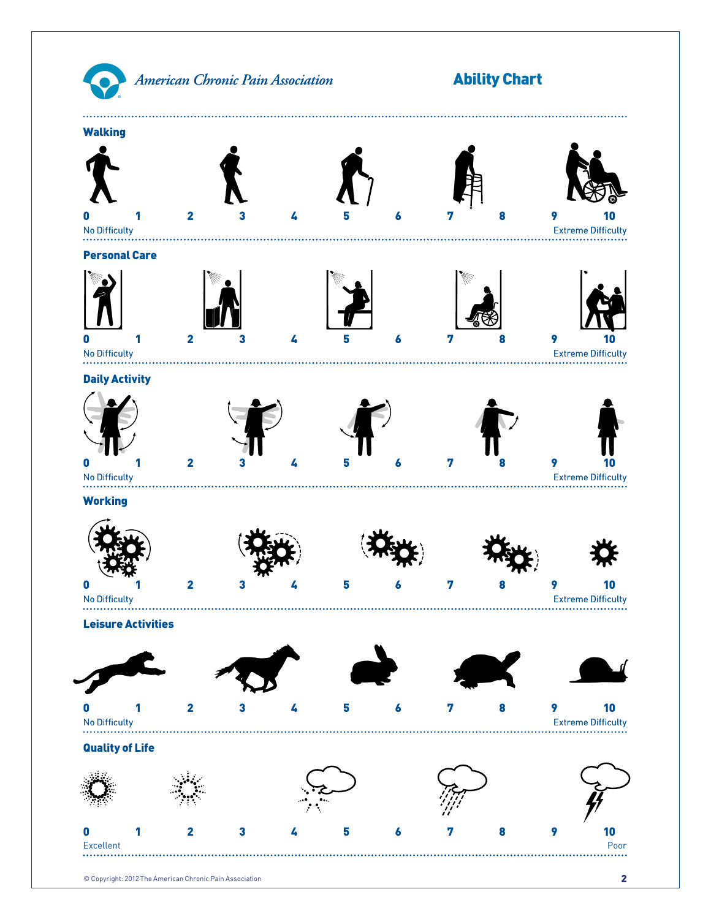American Chronic Pain Association

# Ability Chart

## Walking

0 1 2 3 4 5 6 7 8 9 10

No Difficulty — Extreme Difficulty

## Personal Care

0 1 2 3 4 5 6 7 8 9 10

No Difficulty — Extreme Difficulty

## Daily Activity

0 1 2 3 4 5 6 7 8 9 10

No Difficulty — Extreme Difficulty

## Working

0 1 2 3 4 5 6 7 8 9 10

No Difficulty — Extreme Difficulty

## Leisure Activities

0 1 2 3 4 5 6 7 8 9 10

No Difficulty — Extreme Difficulty

## Quality of Life

0 1 2 3 4 5 6 7 8 9 10

Excellent — Poor

© Copyright: 2012 The American Chronic Pain Association